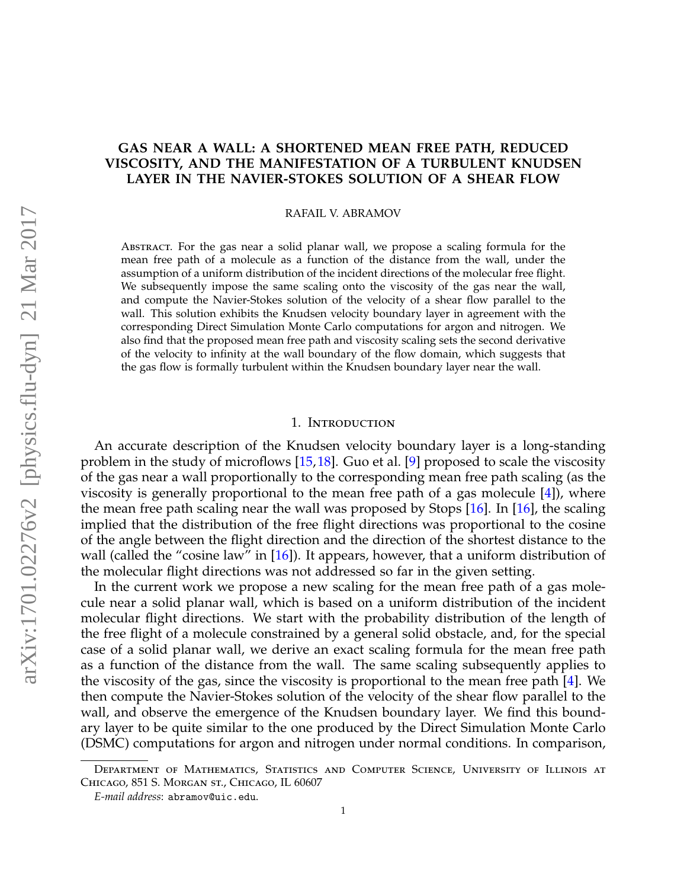# GAS NEAR A WALL: A SHORTENED MEAN FREE PATH, REDUCED VISCOSITY, AND THE MANIFESTATION OF A TURBULENT KNUDSEN LAYER IN THE NAVIER-STOKES SOLUTION OF A SHEAR FLOW

RAFAIL V. ABRAMOV

ABSTRACT. For the gas near a solid planar wall, we propose a scaling formula for the mean free path of a molecule as a function of the distance from the wall, under the assumption of a uniform distribution of the incident directions of the molecular free flight. We subsequently impose the same scaling onto the viscosity of the gas near the wall, and compute the Navier-Stokes solution of the velocity of a shear flow parallel to the wall. This solution exhibits the Knudsen velocity boundary layer in agreement with the corresponding Direct Simulation Monte Carlo computations for argon and nitrogen. We also find that the proposed mean free path and viscosity scaling sets the second derivative of the velocity to infinity at the wall boundary of the flow domain, which suggests that the gas flow is formally turbulent within the Knudsen boundary layer near the wall.

## 1. INTRODUCTION

An accurate description of the Knudsen velocity boundary layer is a long-standing problem in the study of microflows [15,18]. Guo et al. [9] proposed to scale the viscosity of the gas near a wall proportionally to the corresponding mean free path scaling (as the viscosity is generally proportional to the mean free path of a gas molecule [4]), where the mean free path scaling near the wall was proposed by Stops [16]. In [16], the scaling implied that the distribution of the free flight directions was proportional to the cosine of the angle between the flight direction and the direction of the shortest distance to the wall (called the "cosine law" in [16]). It appears, however, that a uniform distribution of the molecular flight directions was not addressed so far in the given setting.

In the current work we propose a new scaling for the mean free path of a gas molecule near a solid planar wall, which is based on a uniform distribution of the incident molecular flight directions. We start with the probability distribution of the length of the free flight of a molecule constrained by a general solid obstacle, and, for the special case of a solid planar wall, we derive an exact scaling formula for the mean free path as a function of the distance from the wall. The same scaling subsequently applies to the viscosity of the gas, since the viscosity is proportional to the mean free path [4]. We then compute the Navier-Stokes solution of the velocity of the shear flow parallel to the wall, and observe the emergence of the Knudsen boundary layer. We find this boundary layer to be quite similar to the one produced by the Direct Simulation Monte Carlo (DSMC) computations for argon and nitrogen under normal conditions. In comparison,

---

DEPARTMENT OF MATHEMATICS, STATISTICS AND COMPUTER SCIENCE, UNIVERSITY OF ILLINOIS AT CHICAGO, 851 S. MORGAN ST., CHICAGO, IL 60607

*E-mail address*: abramov@uic.edu.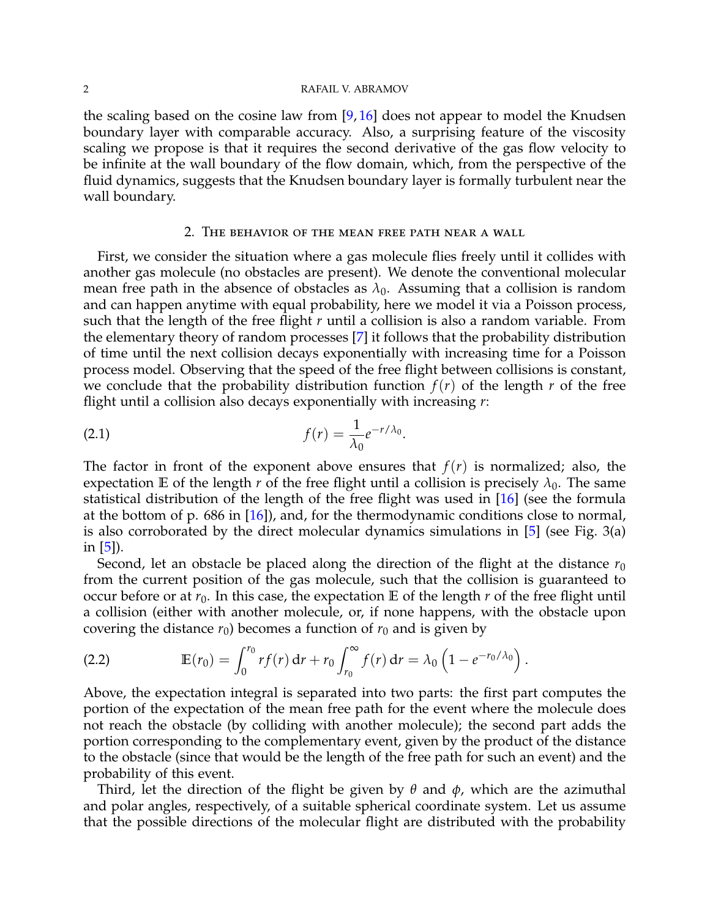the scaling based on the cosine law from [9, 16] does not appear to model the Knudsen boundary layer with comparable accuracy. Also, a surprising feature of the viscosity scaling we propose is that it requires the second derivative of the gas flow velocity to be infinite at the wall boundary of the flow domain, which, from the perspective of the fluid dynamics, suggests that the Knudsen boundary layer is formally turbulent near the wall boundary.

## 2. The behavior of the mean free path near a wall

First, we consider the situation where a gas molecule flies freely until it collides with another gas molecule (no obstacles are present). We denote the conventional molecular mean free path in the absence of obstacles as $\lambda_0$. Assuming that a collision is random and can happen anytime with equal probability, here we model it via a Poisson process, such that the length of the free flight $r$ until a collision is also a random variable. From the elementary theory of random processes [7] it follows that the probability distribution of time until the next collision decays exponentially with increasing time for a Poisson process model. Observing that the speed of the free flight between collisions is constant, we conclude that the probability distribution function $f(r)$ of the length $r$ of the free flight until a collision also decays exponentially with increasing $r$:

$$f(r) = \frac{1}{\lambda_0} e^{-r/\lambda_0}. \tag{2.1}$$

The factor in front of the exponent above ensures that $f(r)$ is normalized; also, the expectation $\mathbb{E}$ of the length $r$ of the free flight until a collision is precisely $\lambda_0$. The same statistical distribution of the length of the free flight was used in [16] (see the formula at the bottom of p. 686 in [16]), and, for the thermodynamic conditions close to normal, is also corroborated by the direct molecular dynamics simulations in [5] (see Fig. 3(a) in [5]).

Second, let an obstacle be placed along the direction of the flight at the distance $r_0$ from the current position of the gas molecule, such that the collision is guaranteed to occur before or at $r_0$. In this case, the expectation $\mathbb{E}$ of the length $r$ of the free flight until a collision (either with another molecule, or, if none happens, with the obstacle upon covering the distance $r_0$) becomes a function of $r_0$ and is given by

$$\mathbb{E}(r_0) = \int_0^{r_0} r f(r) \, \mathrm{d}r + r_0 \int_{r_0}^{\infty} f(r) \, \mathrm{d}r = \lambda_0 \left(1 - e^{-r_0/\lambda_0}\right). \tag{2.2}$$

Above, the expectation integral is separated into two parts: the first part computes the portion of the expectation of the mean free path for the event where the molecule does not reach the obstacle (by colliding with another molecule); the second part adds the portion corresponding to the complementary event, given by the product of the distance to the obstacle (since that would be the length of the free path for such an event) and the probability of this event.

Third, let the direction of the flight be given by $\theta$ and $\phi$, which are the azimuthal and polar angles, respectively, of a suitable spherical coordinate system. Let us assume that the possible directions of the molecular flight are distributed with the probability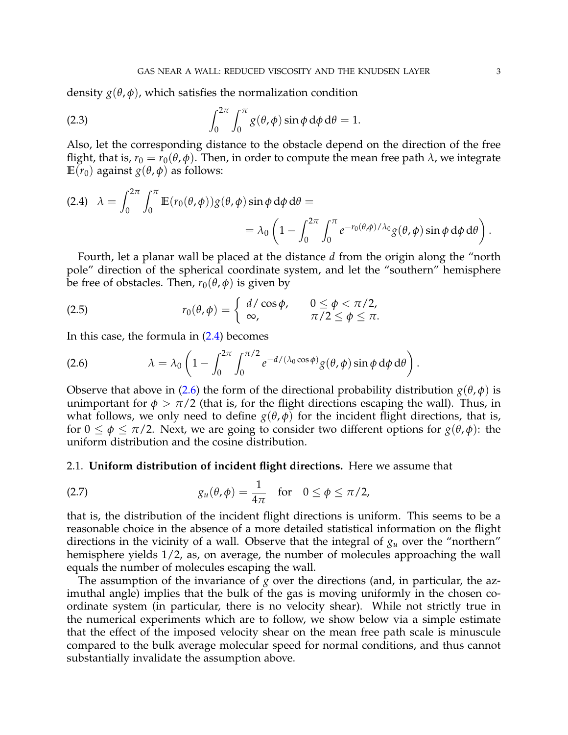density $g(\theta, \phi)$, which satisfies the normalization condition

$$\int_0^{2\pi} \int_0^{\pi} g(\theta, \phi) \sin\phi \, \mathrm{d}\phi \, \mathrm{d}\theta = 1. \tag{2.3}$$

Also, let the corresponding distance to the obstacle depend on the direction of the free flight, that is, $r_0 = r_0(\theta, \phi)$. Then, in order to compute the mean free path $\lambda$, we integrate $\mathbb{E}(r_0)$ against $g(\theta, \phi)$ as follows:

$$\lambda = \int_0^{2\pi} \int_0^{\pi} \mathbb{E}(r_0(\theta, \phi)) g(\theta, \phi) \sin\phi \, \mathrm{d}\phi \, \mathrm{d}\theta = \\ = \lambda_0 \left( 1 - \int_0^{2\pi} \int_0^{\pi} e^{-r_0(\theta,\phi)/\lambda_0} g(\theta, \phi) \sin\phi \, \mathrm{d}\phi \, \mathrm{d}\theta \right). \tag{2.4}$$

Fourth, let a planar wall be placed at the distance $d$ from the origin along the "north pole" direction of the spherical coordinate system, and let the "southern" hemisphere be free of obstacles. Then, $r_0(\theta, \phi)$ is given by

$$r_0(\theta, \phi) = \begin{cases} d/\cos\phi, & 0 \leq \phi < \pi/2, \\ \infty, & \pi/2 \leq \phi \leq \pi. \end{cases} \tag{2.5}$$

In this case, the formula in (2.4) becomes

$$\lambda = \lambda_0 \left( 1 - \int_0^{2\pi} \int_0^{\pi/2} e^{-d/(\lambda_0 \cos\phi)} g(\theta, \phi) \sin\phi \, \mathrm{d}\phi \, \mathrm{d}\theta \right). \tag{2.6}$$

Observe that above in (2.6) the form of the directional probability distribution $g(\theta, \phi)$ is unimportant for $\phi > \pi/2$ (that is, for the flight directions escaping the wall). Thus, in what follows, we only need to define $g(\theta, \phi)$ for the incident flight directions, that is, for $0 \leq \phi \leq \pi/2$. Next, we are going to consider two different options for $g(\theta, \phi)$: the uniform distribution and the cosine distribution.

### 2.1. Uniform distribution of incident flight directions.

Here we assume that

$$g_u(\theta, \phi) = \frac{1}{4\pi} \quad \text{for} \quad 0 \leq \phi \leq \pi/2, \tag{2.7}$$

that is, the distribution of the incident flight directions is uniform. This seems to be a reasonable choice in the absence of a more detailed statistical information on the flight directions in the vicinity of a wall. Observe that the integral of $g_u$ over the "northern" hemisphere yields $1/2$, as, on average, the number of molecules approaching the wall equals the number of molecules escaping the wall.

The assumption of the invariance of $g$ over the directions (and, in particular, the azimuthal angle) implies that the bulk of the gas is moving uniformly in the chosen coordinate system (in particular, there is no velocity shear). While not strictly true in the numerical experiments which are to follow, we show below via a simple estimate that the effect of the imposed velocity shear on the mean free path scale is minuscule compared to the bulk average molecular speed for normal conditions, and thus cannot substantially invalidate the assumption above.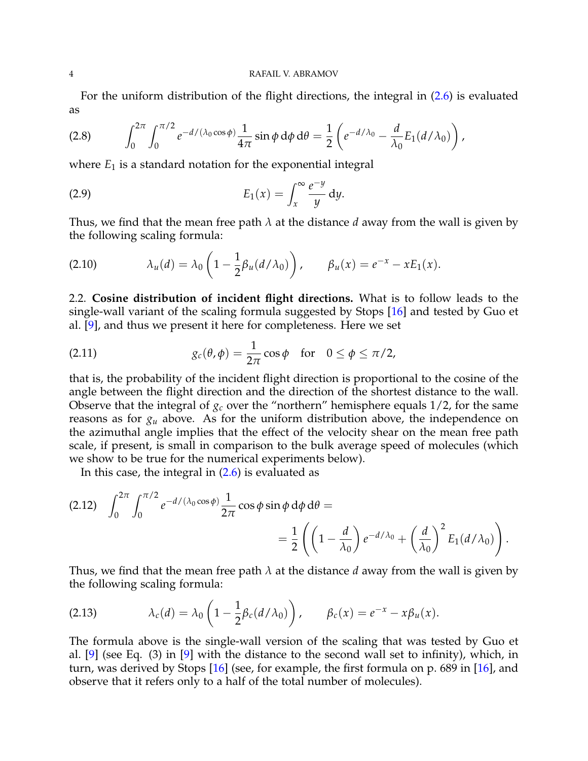For the uniform distribution of the flight directions, the integral in (2.6) is evaluated as

$$\int_0^{2\pi}\int_0^{\pi/2} e^{-d/(\lambda_0\cos\phi)}\frac{1}{4\pi}\sin\phi\,\mathrm{d}\phi\,\mathrm{d}\theta = \frac{1}{2}\left(e^{-d/\lambda_0} - \frac{d}{\lambda_0}E_1(d/\lambda_0)\right), \tag{2.8}$$

where $E_1$ is a standard notation for the exponential integral

$$E_1(x) = \int_x^\infty \frac{e^{-y}}{y}\,\mathrm{d}y. \tag{2.9}$$

Thus, we find that the mean free path $\lambda$ at the distance $d$ away from the wall is given by the following scaling formula:

$$\lambda_u(d) = \lambda_0\left(1 - \frac{1}{2}\beta_u(d/\lambda_0)\right), \qquad \beta_u(x) = e^{-x} - xE_1(x). \tag{2.10}$$

2.2. **Cosine distribution of incident flight directions.** What is to follow leads to the single-wall variant of the scaling formula suggested by Stops [16] and tested by Guo et al. [9], and thus we present it here for completeness. Here we set

$$g_c(\theta,\phi) = \frac{1}{2\pi}\cos\phi \quad \text{for} \quad 0 \le \phi \le \pi/2, \tag{2.11}$$

that is, the probability of the incident flight direction is proportional to the cosine of the angle between the flight direction and the direction of the shortest distance to the wall. Observe that the integral of $g_c$ over the "northern" hemisphere equals $1/2$, for the same reasons as for $g_u$ above. As for the uniform distribution above, the independence on the azimuthal angle implies that the effect of the velocity shear on the mean free path scale, if present, is small in comparison to the bulk average speed of molecules (which we show to be true for the numerical experiments below).

In this case, the integral in (2.6) is evaluated as

$$\int_0^{2\pi}\int_0^{\pi/2} e^{-d/(\lambda_0\cos\phi)}\frac{1}{2\pi}\cos\phi\sin\phi\,\mathrm{d}\phi\,\mathrm{d}\theta = \\ = \frac{1}{2}\left(\left(1-\frac{d}{\lambda_0}\right)e^{-d/\lambda_0} + \left(\frac{d}{\lambda_0}\right)^2 E_1(d/\lambda_0)\right). \tag{2.12}$$

Thus, we find that the mean free path $\lambda$ at the distance $d$ away from the wall is given by the following scaling formula:

$$\lambda_c(d) = \lambda_0\left(1 - \frac{1}{2}\beta_c(d/\lambda_0)\right), \qquad \beta_c(x) = e^{-x} - x\beta_u(x). \tag{2.13}$$

The formula above is the single-wall version of the scaling that was tested by Guo et al. [9] (see Eq. (3) in [9] with the distance to the second wall set to infinity), which, in turn, was derived by Stops [16] (see, for example, the first formula on p. 689 in [16], and observe that it refers only to a half of the total number of molecules).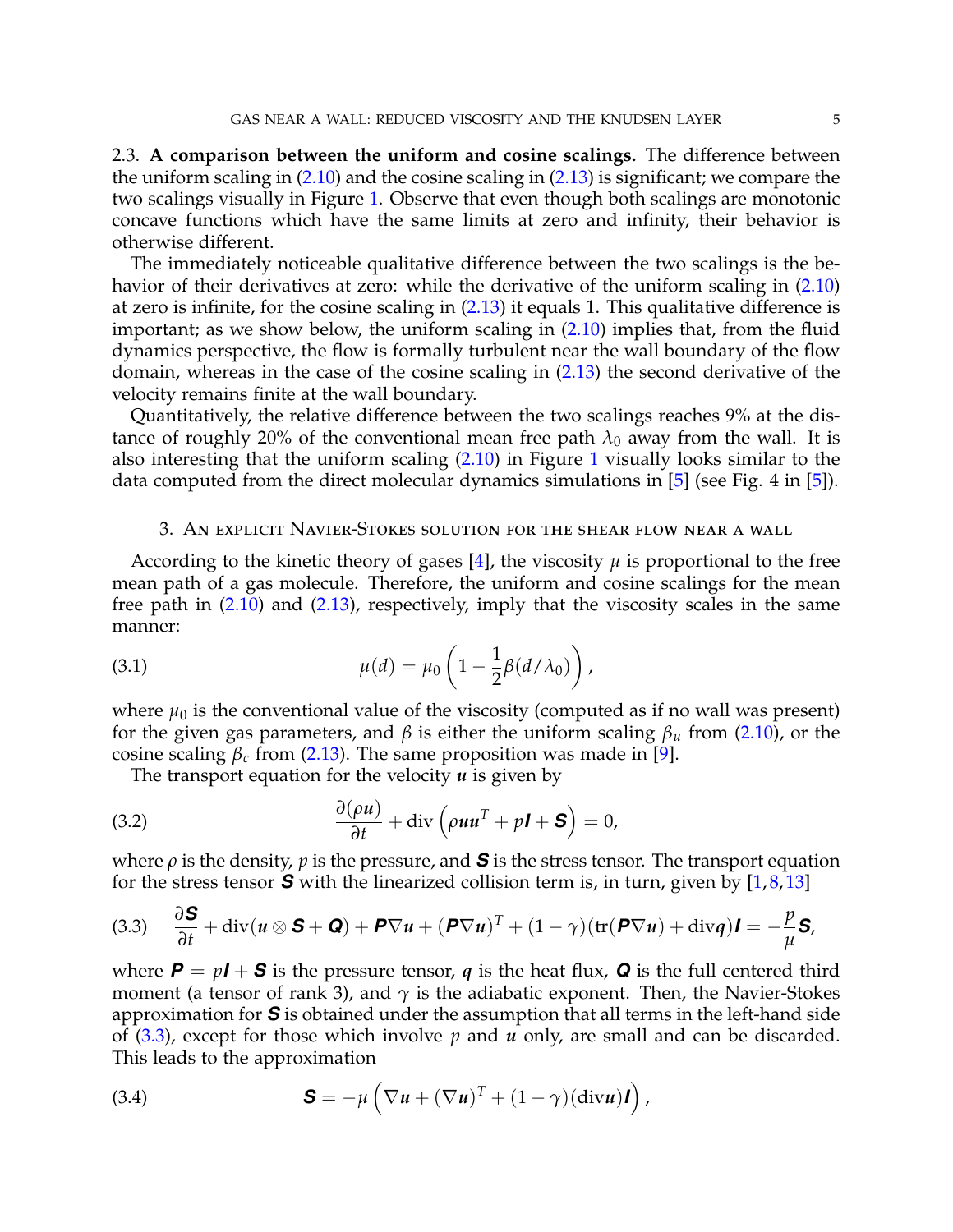2.3. **A comparison between the uniform and cosine scalings.** The difference between the uniform scaling in (2.10) and the cosine scaling in (2.13) is significant; we compare the two scalings visually in Figure 1. Observe that even though both scalings are monotonic concave functions which have the same limits at zero and infinity, their behavior is otherwise different.

The immediately noticeable qualitative difference between the two scalings is the behavior of their derivatives at zero: while the derivative of the uniform scaling in (2.10) at zero is infinite, for the cosine scaling in (2.13) it equals 1. This qualitative difference is important; as we show below, the uniform scaling in (2.10) implies that, from the fluid dynamics perspective, the flow is formally turbulent near the wall boundary of the flow domain, whereas in the case of the cosine scaling in (2.13) the second derivative of the velocity remains finite at the wall boundary.

Quantitatively, the relative difference between the two scalings reaches 9% at the distance of roughly 20% of the conventional mean free path $\lambda_0$ away from the wall. It is also interesting that the uniform scaling (2.10) in Figure 1 visually looks similar to the data computed from the direct molecular dynamics simulations in [5] (see Fig. 4 in [5]).

## 3. An explicit Navier-Stokes solution for the shear flow near a wall

According to the kinetic theory of gases [4], the viscosity $\mu$ is proportional to the free mean path of a gas molecule. Therefore, the uniform and cosine scalings for the mean free path in (2.10) and (2.13), respectively, imply that the viscosity scales in the same manner:

$$\mu(d) = \mu_0 \left(1 - \frac{1}{2}\beta(d/\lambda_0)\right), \tag{3.1}$$

where $\mu_0$ is the conventional value of the viscosity (computed as if no wall was present) for the given gas parameters, and $\beta$ is either the uniform scaling $\beta_u$ from (2.10), or the cosine scaling $\beta_c$ from (2.13). The same proposition was made in [9].

The transport equation for the velocity $\boldsymbol{u}$ is given by

$$\frac{\partial(\rho \boldsymbol{u})}{\partial t} + \operatorname{div}\left(\rho \boldsymbol{u}\boldsymbol{u}^T + p\boldsymbol{I} + \boldsymbol{S}\right) = 0, \tag{3.2}$$

where $\rho$ is the density, $p$ is the pressure, and $\boldsymbol{S}$ is the stress tensor. The transport equation for the stress tensor $\boldsymbol{S}$ with the linearized collision term is, in turn, given by [1,8,13]

$$\frac{\partial \boldsymbol{S}}{\partial t} + \operatorname{div}(\boldsymbol{u} \otimes \boldsymbol{S} + \boldsymbol{Q}) + \boldsymbol{P}\nabla\boldsymbol{u} + (\boldsymbol{P}\nabla\boldsymbol{u})^T + (1-\gamma)(\operatorname{tr}(\boldsymbol{P}\nabla\boldsymbol{u}) + \operatorname{div}\boldsymbol{q})\boldsymbol{I} = -\frac{p}{\mu}\boldsymbol{S}, \tag{3.3}$$

where $\boldsymbol{P} = p\boldsymbol{I} + \boldsymbol{S}$ is the pressure tensor, $\boldsymbol{q}$ is the heat flux, $\boldsymbol{Q}$ is the full centered third moment (a tensor of rank 3), and $\gamma$ is the adiabatic exponent. Then, the Navier-Stokes approximation for $\boldsymbol{S}$ is obtained under the assumption that all terms in the left-hand side of (3.3), except for those which involve $p$ and $\boldsymbol{u}$ only, are small and can be discarded. This leads to the approximation

$$\boldsymbol{S} = -\mu\left(\nabla\boldsymbol{u} + (\nabla\boldsymbol{u})^T + (1-\gamma)(\operatorname{div}\boldsymbol{u})\boldsymbol{I}\right), \tag{3.4}$$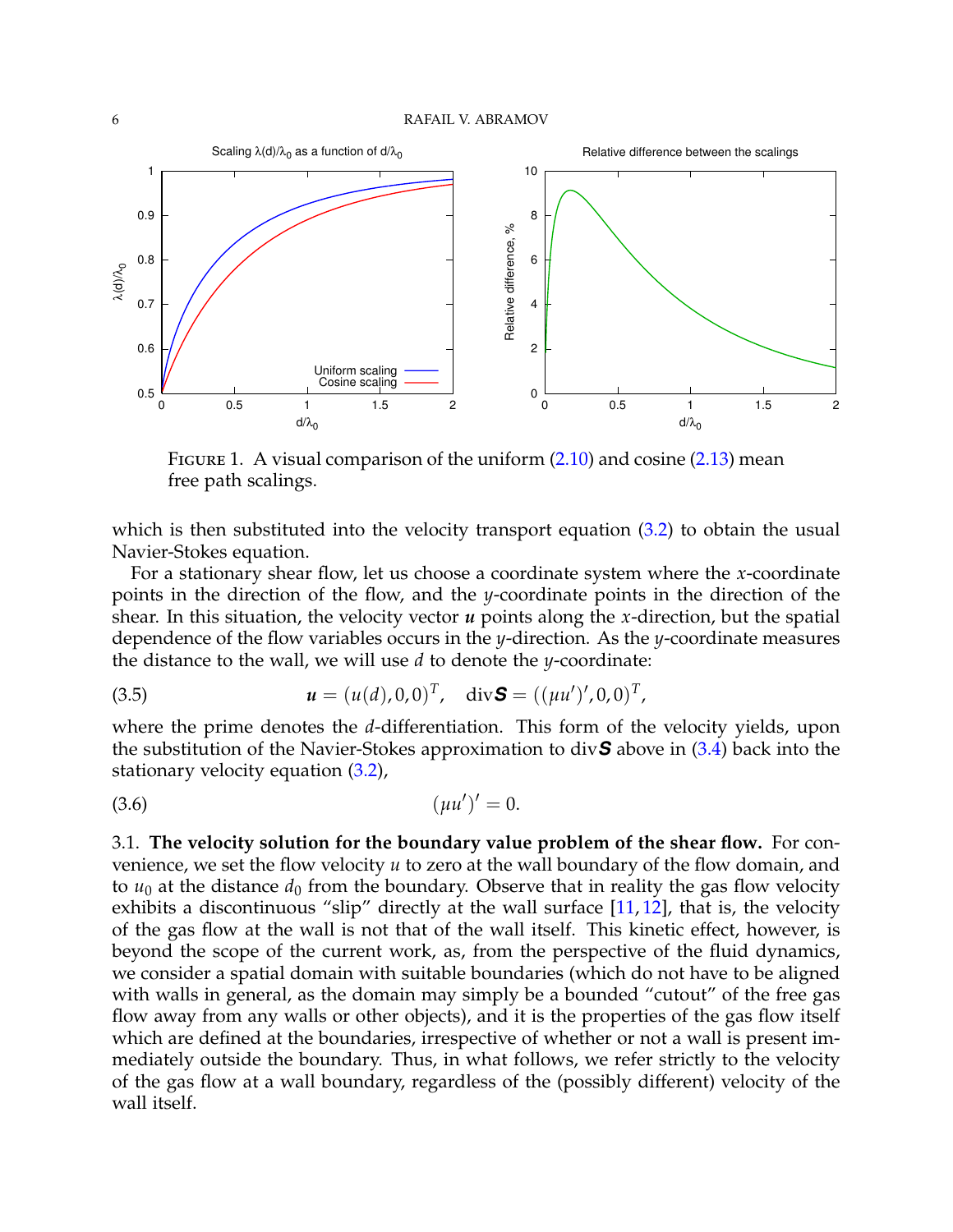FIGURE 1. A visual comparison of the uniform (2.10) and cosine (2.13) mean free path scalings.

which is then substituted into the velocity transport equation (3.2) to obtain the usual Navier-Stokes equation.

For a stationary shear flow, let us choose a coordinate system where the $x$-coordinate points in the direction of the flow, and the $y$-coordinate points in the direction of the shear. In this situation, the velocity vector $\boldsymbol{u}$ points along the $x$-direction, but the spatial dependence of the flow variables occurs in the $y$-direction. As the $y$-coordinate measures the distance to the wall, we will use $d$ to denote the $y$-coordinate:

$$\boldsymbol{u} = (u(d), 0, 0)^T, \quad \operatorname{div}\boldsymbol{S} = ((\mu u')', 0, 0)^T, \tag{3.5}$$

where the prime denotes the $d$-differentiation. This form of the velocity yields, upon the substitution of the Navier-Stokes approximation to $\operatorname{div}\boldsymbol{S}$ above in (3.4) back into the stationary velocity equation (3.2),

$$(\mu u')' = 0. \tag{3.6}$$

3.1. **The velocity solution for the boundary value problem of the shear flow.** For convenience, we set the flow velocity $u$ to zero at the wall boundary of the flow domain, and to $u_0$ at the distance $d_0$ from the boundary. Observe that in reality the gas flow velocity exhibits a discontinuous "slip" directly at the wall surface [11, 12], that is, the velocity of the gas flow at the wall is not that of the wall itself. This kinetic effect, however, is beyond the scope of the current work, as, from the perspective of the fluid dynamics, we consider a spatial domain with suitable boundaries (which do not have to be aligned with walls in general, as the domain may simply be a bounded "cutout" of the free gas flow away from any walls or other objects), and it is the properties of the gas flow itself which are defined at the boundaries, irrespective of whether or not a wall is present immediately outside the boundary. Thus, in what follows, we refer strictly to the velocity of the gas flow at a wall boundary, regardless of the (possibly different) velocity of the wall itself.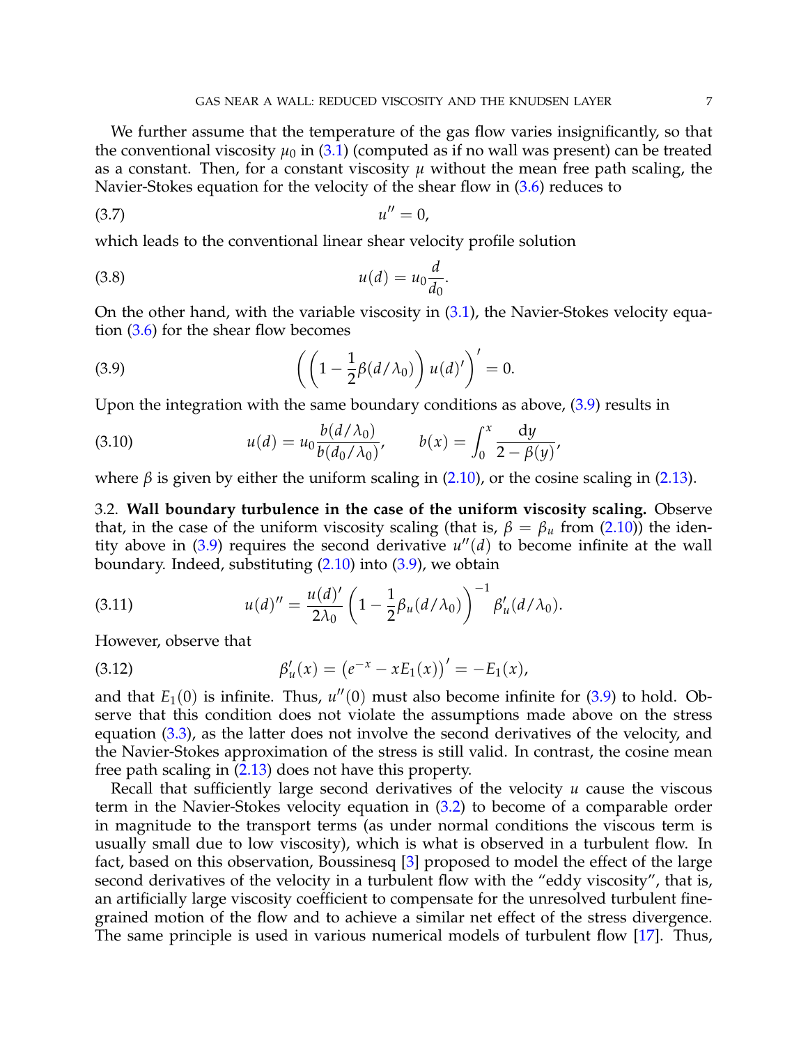We further assume that the temperature of the gas flow varies insignificantly, so that the conventional viscosity $\mu_0$ in (3.1) (computed as if no wall was present) can be treated as a constant. Then, for a constant viscosity $\mu$ without the mean free path scaling, the Navier-Stokes equation for the velocity of the shear flow in (3.6) reduces to

$$u'' = 0, \tag{3.7}$$

which leads to the conventional linear shear velocity profile solution

$$u(d) = u_0 \frac{d}{d_0}. \tag{3.8}$$

On the other hand, with the variable viscosity in (3.1), the Navier-Stokes velocity equation (3.6) for the shear flow becomes

$$\left( \left( 1 - \frac{1}{2}\beta(d/\lambda_0) \right) u(d)' \right)' = 0. \tag{3.9}$$

Upon the integration with the same boundary conditions as above, (3.9) results in

$$u(d) = u_0 \frac{b(d/\lambda_0)}{b(d_0/\lambda_0)}, \qquad b(x) = \int_0^x \frac{\mathrm{d}y}{2 - \beta(y)}, \tag{3.10}$$

where $\beta$ is given by either the uniform scaling in (2.10), or the cosine scaling in (2.13).

3.2. **Wall boundary turbulence in the case of the uniform viscosity scaling.** Observe that, in the case of the uniform viscosity scaling (that is, $\beta = \beta_u$ from (2.10)) the identity above in (3.9) requires the second derivative $u''(d)$ to become infinite at the wall boundary. Indeed, substituting (2.10) into (3.9), we obtain

$$u(d)'' = \frac{u(d)'}{2\lambda_0} \left( 1 - \frac{1}{2}\beta_u(d/\lambda_0) \right)^{-1} \beta_u'(d/\lambda_0). \tag{3.11}$$

However, observe that

$$\beta_u'(x) = \left( e^{-x} - xE_1(x) \right)' = -E_1(x), \tag{3.12}$$

and that $E_1(0)$ is infinite. Thus, $u''(0)$ must also become infinite for (3.9) to hold. Observe that this condition does not violate the assumptions made above on the stress equation (3.3), as the latter does not involve the second derivatives of the velocity, and the Navier-Stokes approximation of the stress is still valid. In contrast, the cosine mean free path scaling in (2.13) does not have this property.

Recall that sufficiently large second derivatives of the velocity $u$ cause the viscous term in the Navier-Stokes velocity equation in (3.2) to become of a comparable order in magnitude to the transport terms (as under normal conditions the viscous term is usually small due to low viscosity), which is what is observed in a turbulent flow. In fact, based on this observation, Boussinesq [3] proposed to model the effect of the large second derivatives of the velocity in a turbulent flow with the "eddy viscosity", that is, an artificially large viscosity coefficient to compensate for the unresolved turbulent fine-grained motion of the flow and to achieve a similar net effect of the stress divergence. The same principle is used in various numerical models of turbulent flow [17]. Thus,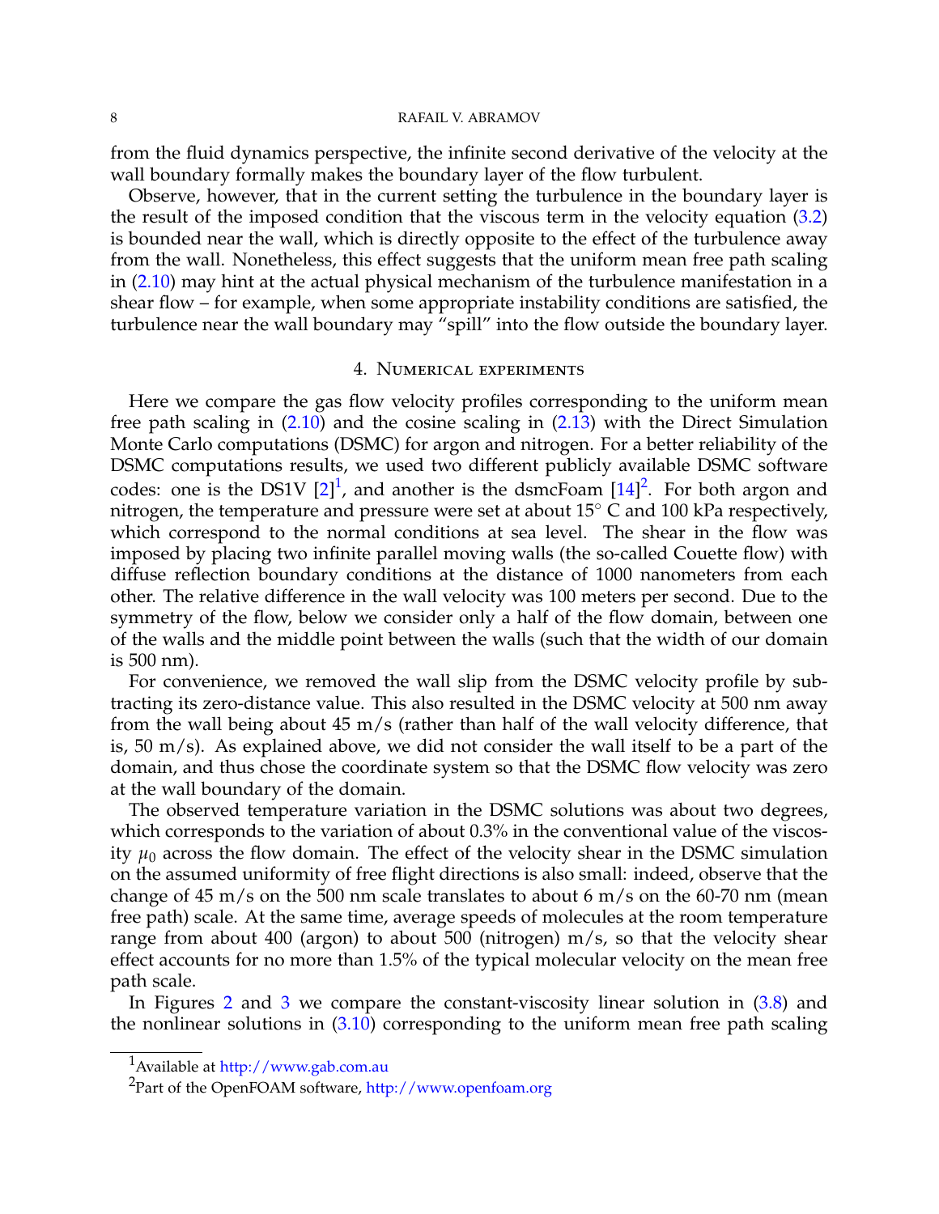from the fluid dynamics perspective, the infinite second derivative of the velocity at the wall boundary formally makes the boundary layer of the flow turbulent.

Observe, however, that in the current setting the turbulence in the boundary layer is the result of the imposed condition that the viscous term in the velocity equation (3.2) is bounded near the wall, which is directly opposite to the effect of the turbulence away from the wall. Nonetheless, this effect suggests that the uniform mean free path scaling in (2.10) may hint at the actual physical mechanism of the turbulence manifestation in a shear flow – for example, when some appropriate instability conditions are satisfied, the turbulence near the wall boundary may "spill" into the flow outside the boundary layer.

## 4. Numerical experiments

Here we compare the gas flow velocity profiles corresponding to the uniform mean free path scaling in (2.10) and the cosine scaling in (2.13) with the Direct Simulation Monte Carlo computations (DSMC) for argon and nitrogen. For a better reliability of the DSMC computations results, we used two different publicly available DSMC software codes: one is the DS1V [2][1], and another is the dsmcFoam [14][2]. For both argon and nitrogen, the temperature and pressure were set at about 15° C and 100 kPa respectively, which correspond to the normal conditions at sea level. The shear in the flow was imposed by placing two infinite parallel moving walls (the so-called Couette flow) with diffuse reflection boundary conditions at the distance of 1000 nanometers from each other. The relative difference in the wall velocity was 100 meters per second. Due to the symmetry of the flow, below we consider only a half of the flow domain, between one of the walls and the middle point between the walls (such that the width of our domain is 500 nm).

For convenience, we removed the wall slip from the DSMC velocity profile by subtracting its zero-distance value. This also resulted in the DSMC velocity at 500 nm away from the wall being about 45 m/s (rather than half of the wall velocity difference, that is, 50 m/s). As explained above, we did not consider the wall itself to be a part of the domain, and thus chose the coordinate system so that the DSMC flow velocity was zero at the wall boundary of the domain.

The observed temperature variation in the DSMC solutions was about two degrees, which corresponds to the variation of about 0.3% in the conventional value of the viscosity $\mu_0$ across the flow domain. The effect of the velocity shear in the DSMC simulation on the assumed uniformity of free flight directions is also small: indeed, observe that the change of 45 m/s on the 500 nm scale translates to about 6 m/s on the 60-70 nm (mean free path) scale. At the same time, average speeds of molecules at the room temperature range from about 400 (argon) to about 500 (nitrogen) m/s, so that the velocity shear effect accounts for no more than 1.5% of the typical molecular velocity on the mean free path scale.

In Figures 2 and 3 we compare the constant-viscosity linear solution in (3.8) and the nonlinear solutions in (3.10) corresponding to the uniform mean free path scaling

---

[1] Available at http://www.gab.com.au

[2] Part of the OpenFOAM software, http://www.openfoam.org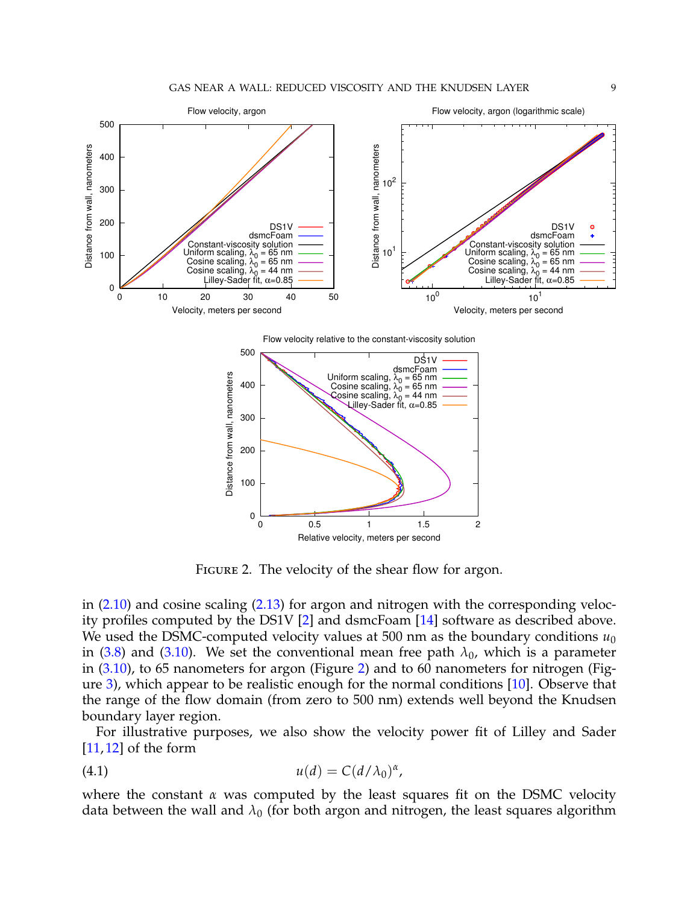FIGURE 2. The velocity of the shear flow for argon.

in (2.10) and cosine scaling (2.13) for argon and nitrogen with the corresponding velocity profiles computed by the DS1V [2] and dsmcFoam [14] software as described above. We used the DSMC-computed velocity values at 500 nm as the boundary conditions $u_0$ in (3.8) and (3.10). We set the conventional mean free path $\lambda_0$, which is a parameter in (3.10), to 65 nanometers for argon (Figure 2) and to 60 nanometers for nitrogen (Figure 3), which appear to be realistic enough for the normal conditions [10]. Observe that the range of the flow domain (from zero to 500 nm) extends well beyond the Knudsen boundary layer region.

For illustrative purposes, we also show the velocity power fit of Lilley and Sader [11,12] of the form

$$u(d) = C(d/\lambda_0)^{\alpha}, \tag{4.1}$$

where the constant $\alpha$ was computed by the least squares fit on the DSMC velocity data between the wall and $\lambda_0$ (for both argon and nitrogen, the least squares algorithm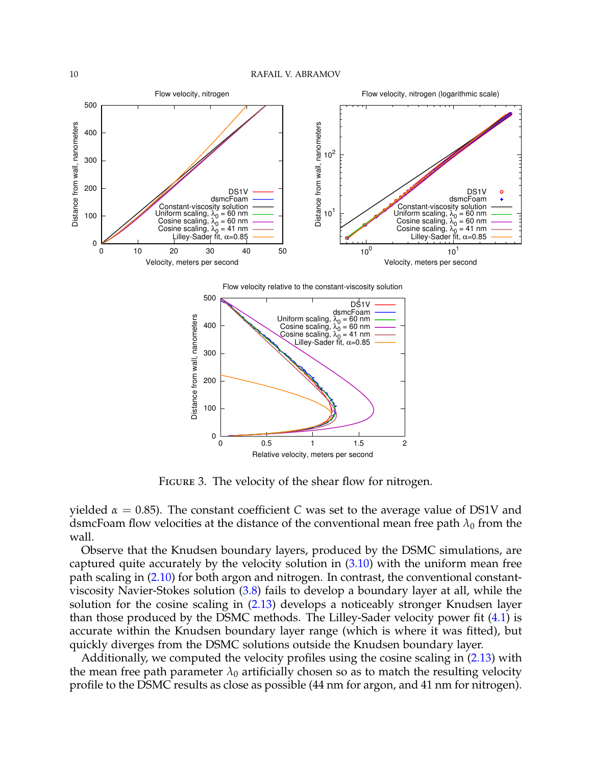FIGURE 3. The velocity of the shear flow for nitrogen.

yielded $\alpha = 0.85$). The constant coefficient $C$ was set to the average value of DS1V and dsmcFoam flow velocities at the distance of the conventional mean free path $\lambda_0$ from the wall.

Observe that the Knudsen boundary layers, produced by the DSMC simulations, are captured quite accurately by the velocity solution in (3.10) with the uniform mean free path scaling in (2.10) for both argon and nitrogen. In contrast, the conventional constant-viscosity Navier-Stokes solution (3.8) fails to develop a boundary layer at all, while the solution for the cosine scaling in (2.13) develops a noticeably stronger Knudsen layer than those produced by the DSMC methods. The Lilley-Sader velocity power fit (4.1) is accurate within the Knudsen boundary layer range (which is where it was fitted), but quickly diverges from the DSMC solutions outside the Knudsen boundary layer.

Additionally, we computed the velocity profiles using the cosine scaling in (2.13) with the mean free path parameter $\lambda_0$ artificially chosen so as to match the resulting velocity profile to the DSMC results as close as possible (44 nm for argon, and 41 nm for nitrogen).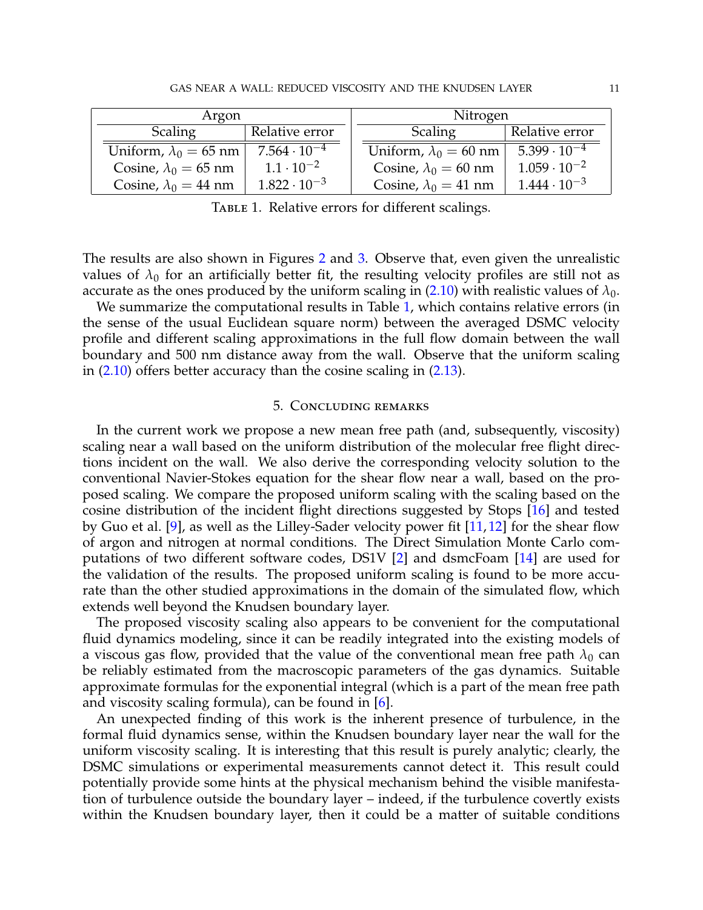| Argon | | Nitrogen | |
|---|---|---|---|
| Scaling | Relative error | Scaling | Relative error |
| Uniform, $\lambda_0 = 65$ nm | $7.564 \cdot 10^{-4}$ | Uniform, $\lambda_0 = 60$ nm | $5.399 \cdot 10^{-4}$ |
| Cosine, $\lambda_0 = 65$ nm | $1.1 \cdot 10^{-2}$ | Cosine, $\lambda_0 = 60$ nm | $1.059 \cdot 10^{-2}$ |
| Cosine, $\lambda_0 = 44$ nm | $1.822 \cdot 10^{-3}$ | Cosine, $\lambda_0 = 41$ nm | $1.444 \cdot 10^{-3}$ |

Table 1. Relative errors for different scalings.

The results are also shown in Figures 2 and 3. Observe that, even given the unrealistic values of $\lambda_0$ for an artificially better fit, the resulting velocity profiles are still not as accurate as the ones produced by the uniform scaling in (2.10) with realistic values of $\lambda_0$.

We summarize the computational results in Table 1, which contains relative errors (in the sense of the usual Euclidean square norm) between the averaged DSMC velocity profile and different scaling approximations in the full flow domain between the wall boundary and 500 nm distance away from the wall. Observe that the uniform scaling in (2.10) offers better accuracy than the cosine scaling in (2.13).

## 5. Concluding remarks

In the current work we propose a new mean free path (and, subsequently, viscosity) scaling near a wall based on the uniform distribution of the molecular free flight directions incident on the wall. We also derive the corresponding velocity solution to the conventional Navier-Stokes equation for the shear flow near a wall, based on the proposed scaling. We compare the proposed uniform scaling with the scaling based on the cosine distribution of the incident flight directions suggested by Stops [16] and tested by Guo et al. [9], as well as the Lilley-Sader velocity power fit [11, 12] for the shear flow of argon and nitrogen at normal conditions. The Direct Simulation Monte Carlo computations of two different software codes, DS1V [2] and dsmcFoam [14] are used for the validation of the results. The proposed uniform scaling is found to be more accurate than the other studied approximations in the domain of the simulated flow, which extends well beyond the Knudsen boundary layer.

The proposed viscosity scaling also appears to be convenient for the computational fluid dynamics modeling, since it can be readily integrated into the existing models of a viscous gas flow, provided that the value of the conventional mean free path $\lambda_0$ can be reliably estimated from the macroscopic parameters of the gas dynamics. Suitable approximate formulas for the exponential integral (which is a part of the mean free path and viscosity scaling formula), can be found in [6].

An unexpected finding of this work is the inherent presence of turbulence, in the formal fluid dynamics sense, within the Knudsen boundary layer near the wall for the uniform viscosity scaling. It is interesting that this result is purely analytic; clearly, the DSMC simulations or experimental measurements cannot detect it. This result could potentially provide some hints at the physical mechanism behind the visible manifestation of turbulence outside the boundary layer – indeed, if the turbulence covertly exists within the Knudsen boundary layer, then it could be a matter of suitable conditions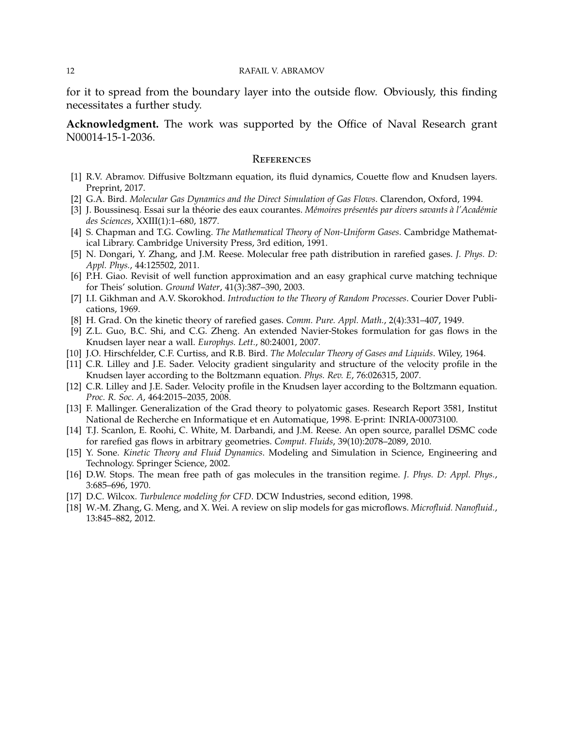for it to spread from the boundary layer into the outside flow. Obviously, this finding necessitates a further study.

**Acknowledgment.** The work was supported by the Office of Naval Research grant N00014-15-1-2036.

## References

[1] R.V. Abramov. Diffusive Boltzmann equation, its fluid dynamics, Couette flow and Knudsen layers. Preprint, 2017.

[2] G.A. Bird. *Molecular Gas Dynamics and the Direct Simulation of Gas Flows*. Clarendon, Oxford, 1994.

[3] J. Boussinesq. Essai sur la théorie des eaux courantes. *Mémoires présentés par divers savants à l'Académie des Sciences*, XXIII(1):1–680, 1877.

[4] S. Chapman and T.G. Cowling. *The Mathematical Theory of Non-Uniform Gases*. Cambridge Mathematical Library. Cambridge University Press, 3rd edition, 1991.

[5] N. Dongari, Y. Zhang, and J.M. Reese. Molecular free path distribution in rarefied gases. *J. Phys. D: Appl. Phys.*, 44:125502, 2011.

[6] P.H. Giao. Revisit of well function approximation and an easy graphical curve matching technique for Theis' solution. *Ground Water*, 41(3):387–390, 2003.

[7] I.I. Gikhman and A.V. Skorokhod. *Introduction to the Theory of Random Processes*. Courier Dover Publications, 1969.

[8] H. Grad. On the kinetic theory of rarefied gases. *Comm. Pure. Appl. Math.*, 2(4):331–407, 1949.

[9] Z.L. Guo, B.C. Shi, and C.G. Zheng. An extended Navier-Stokes formulation for gas flows in the Knudsen layer near a wall. *Europhys. Lett.*, 80:24001, 2007.

[10] J.O. Hirschfelder, C.F. Curtiss, and R.B. Bird. *The Molecular Theory of Gases and Liquids*. Wiley, 1964.

[11] C.R. Lilley and J.E. Sader. Velocity gradient singularity and structure of the velocity profile in the Knudsen layer according to the Boltzmann equation. *Phys. Rev. E*, 76:026315, 2007.

[12] C.R. Lilley and J.E. Sader. Velocity profile in the Knudsen layer according to the Boltzmann equation. *Proc. R. Soc. A*, 464:2015–2035, 2008.

[13] F. Mallinger. Generalization of the Grad theory to polyatomic gases. Research Report 3581, Institut National de Recherche en Informatique et en Automatique, 1998. E-print: INRIA-00073100.

[14] T.J. Scanlon, E. Roohi, C. White, M. Darbandi, and J.M. Reese. An open source, parallel DSMC code for rarefied gas flows in arbitrary geometries. *Comput. Fluids*, 39(10):2078–2089, 2010.

[15] Y. Sone. *Kinetic Theory and Fluid Dynamics*. Modeling and Simulation in Science, Engineering and Technology. Springer Science, 2002.

[16] D.W. Stops. The mean free path of gas molecules in the transition regime. *J. Phys. D: Appl. Phys.*, 3:685–696, 1970.

[17] D.C. Wilcox. *Turbulence modeling for CFD*. DCW Industries, second edition, 1998.

[18] W.-M. Zhang, G. Meng, and X. Wei. A review on slip models for gas microflows. *Microfluid. Nanofluid.*, 13:845–882, 2012.